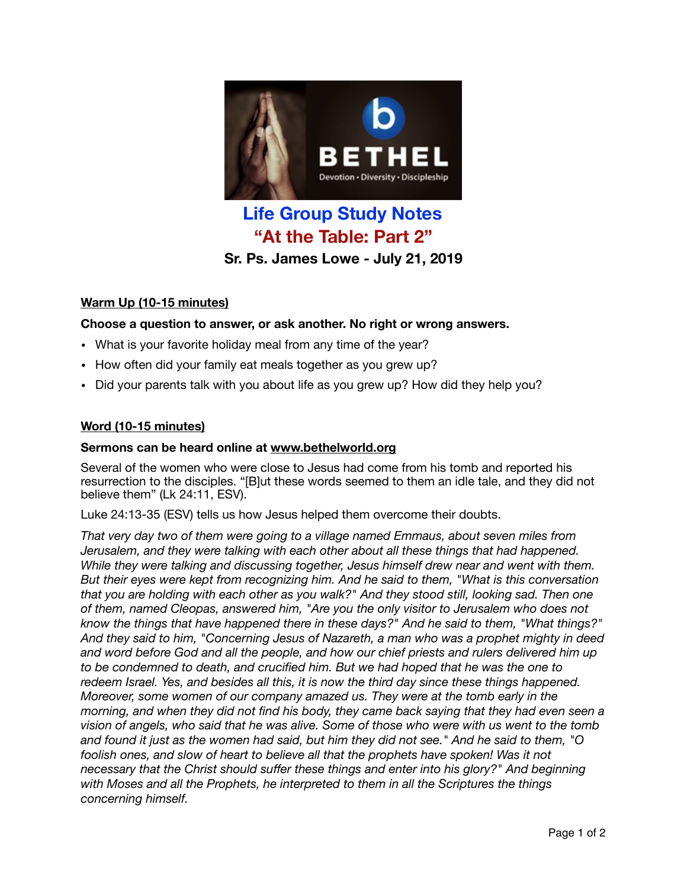# Life Group Study Notes

## "At the Table: Part 2"

### Sr. Ps. James Lowe - July 21, 2019

**Warm Up (10-15 minutes)**

**Choose a question to answer, or ask another. No right or wrong answers.**

- What is your favorite holiday meal from any time of the year?
- How often did your family eat meals together as you grew up?
- Did your parents talk with you about life as you grew up? How did they help you?

**Word (10-15 minutes)**

**Sermons can be heard online at www.bethelworld.org**

Several of the women who were close to Jesus had come from his tomb and reported his resurrection to the disciples. "[B]ut these words seemed to them an idle tale, and they did not believe them" (Lk 24:11, ESV).

Luke 24:13-35 (ESV) tells us how Jesus helped them overcome their doubts.

*That very day two of them were going to a village named Emmaus, about seven miles from Jerusalem, and they were talking with each other about all these things that had happened. While they were talking and discussing together, Jesus himself drew near and went with them. But their eyes were kept from recognizing him. And he said to them, "What is this conversation that you are holding with each other as you walk?" And they stood still, looking sad. Then one of them, named Cleopas, answered him, "Are you the only visitor to Jerusalem who does not know the things that have happened there in these days?" And he said to them, "What things?" And they said to him, "Concerning Jesus of Nazareth, a man who was a prophet mighty in deed and word before God and all the people, and how our chief priests and rulers delivered him up to be condemned to death, and crucified him. But we had hoped that he was the one to redeem Israel. Yes, and besides all this, it is now the third day since these things happened. Moreover, some women of our company amazed us. They were at the tomb early in the morning, and when they did not find his body, they came back saying that they had even seen a vision of angels, who said that he was alive. Some of those who were with us went to the tomb and found it just as the women had said, but him they did not see." And he said to them, "O foolish ones, and slow of heart to believe all that the prophets have spoken! Was it not necessary that the Christ should suffer these things and enter into his glory?" And beginning with Moses and all the Prophets, he interpreted to them in all the Scriptures the things concerning himself.*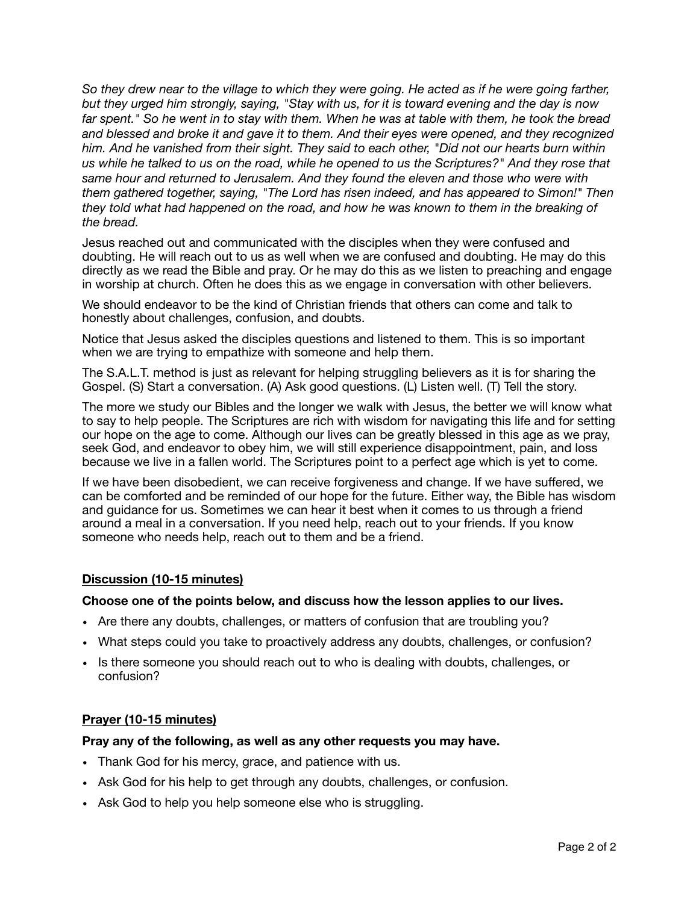*So they drew near to the village to which they were going. He acted as if he were going farther, but they urged him strongly, saying, "Stay with us, for it is toward evening and the day is now far spent." So he went in to stay with them. When he was at table with them, he took the bread and blessed and broke it and gave it to them. And their eyes were opened, and they recognized him. And he vanished from their sight. They said to each other, "Did not our hearts burn within us while he talked to us on the road, while he opened to us the Scriptures?" And they rose that same hour and returned to Jerusalem. And they found the eleven and those who were with them gathered together, saying, "The Lord has risen indeed, and has appeared to Simon!" Then they told what had happened on the road, and how he was known to them in the breaking of the bread.*

Jesus reached out and communicated with the disciples when they were confused and doubting. He will reach out to us as well when we are confused and doubting. He may do this directly as we read the Bible and pray. Or he may do this as we listen to preaching and engage in worship at church. Often he does this as we engage in conversation with other believers.

We should endeavor to be the kind of Christian friends that others can come and talk to honestly about challenges, confusion, and doubts.

Notice that Jesus asked the disciples questions and listened to them. This is so important when we are trying to empathize with someone and help them.

The S.A.L.T. method is just as relevant for helping struggling believers as it is for sharing the Gospel. (S) Start a conversation. (A) Ask good questions. (L) Listen well. (T) Tell the story.

The more we study our Bibles and the longer we walk with Jesus, the better we will know what to say to help people. The Scriptures are rich with wisdom for navigating this life and for setting our hope on the age to come. Although our lives can be greatly blessed in this age as we pray, seek God, and endeavor to obey him, we will still experience disappointment, pain, and loss because we live in a fallen world. The Scriptures point to a perfect age which is yet to come.

If we have been disobedient, we can receive forgiveness and change. If we have suffered, we can be comforted and be reminded of our hope for the future. Either way, the Bible has wisdom and guidance for us. Sometimes we can hear it best when it comes to us through a friend around a meal in a conversation. If you need help, reach out to your friends. If you know someone who needs help, reach out to them and be a friend.

## Discussion (10-15 minutes)

**Choose one of the points below, and discuss how the lesson applies to our lives.**

- Are there any doubts, challenges, or matters of confusion that are troubling you?
- What steps could you take to proactively address any doubts, challenges, or confusion?
- Is there someone you should reach out to who is dealing with doubts, challenges, or confusion?

## Prayer (10-15 minutes)

**Pray any of the following, as well as any other requests you may have.**

- Thank God for his mercy, grace, and patience with us.
- Ask God for his help to get through any doubts, challenges, or confusion.
- Ask God to help you help someone else who is struggling.